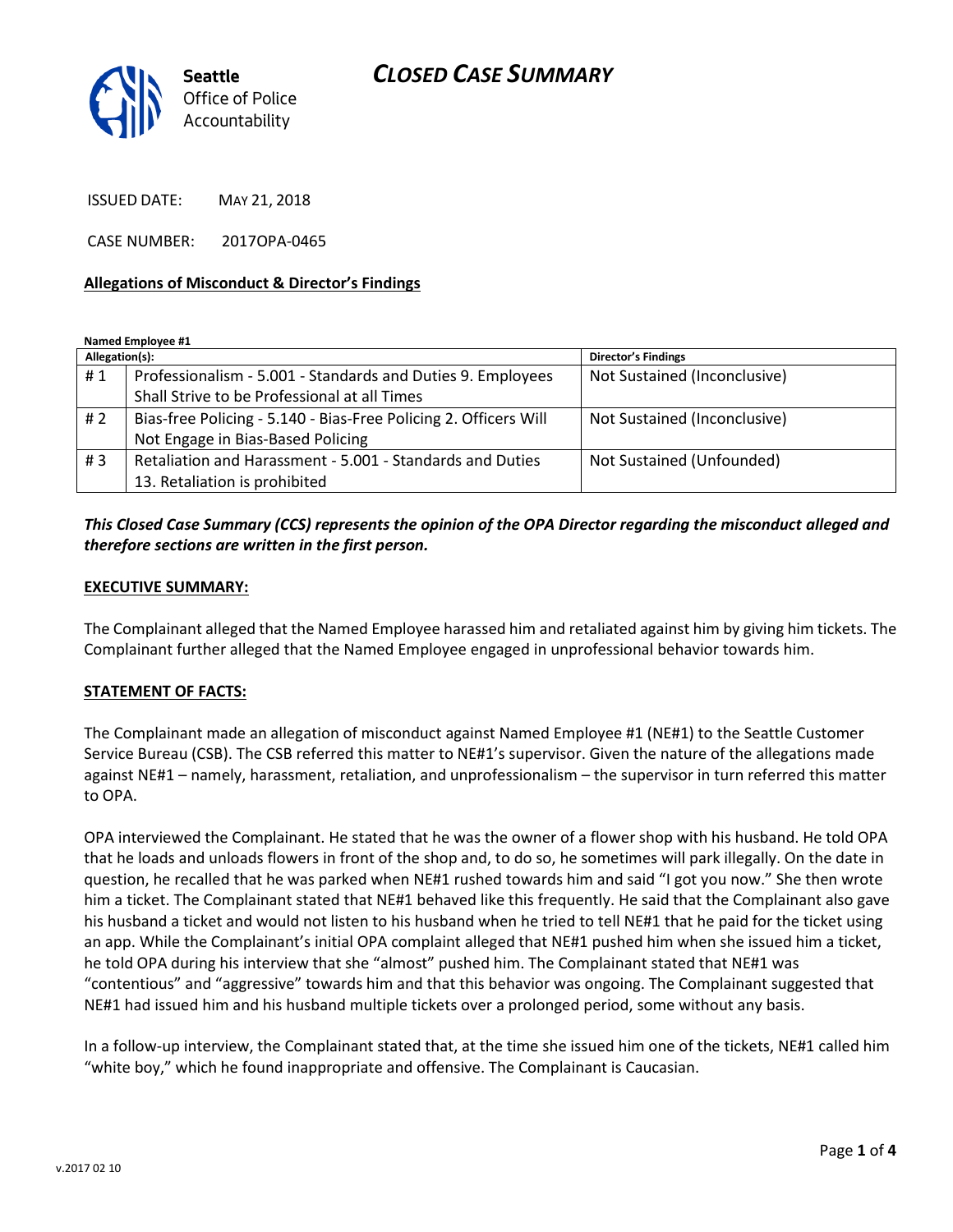# CLOSED CASE SUMMARY

Seattle Office of Police Accountability

ISSUED DATE: MAY 21, 2018

CASE NUMBER: 2017OPA-0465

**Allegations of Misconduct & Director's Findings**

**Named Employee #1**

| Allegation(s): | | Director's Findings |
|---|---|---|
| # 1 | Professionalism - 5.001 - Standards and Duties 9. Employees Shall Strive to be Professional at all Times | Not Sustained (Inconclusive) |
| # 2 | Bias-free Policing - 5.140 - Bias-Free Policing 2. Officers Will Not Engage in Bias-Based Policing | Not Sustained (Inconclusive) |
| # 3 | Retaliation and Harassment - 5.001 - Standards and Duties 13. Retaliation is prohibited | Not Sustained (Unfounded) |

***This Closed Case Summary (CCS) represents the opinion of the OPA Director regarding the misconduct alleged and therefore sections are written in the first person.***

**EXECUTIVE SUMMARY:**

The Complainant alleged that the Named Employee harassed him and retaliated against him by giving him tickets. The Complainant further alleged that the Named Employee engaged in unprofessional behavior towards him.

**STATEMENT OF FACTS:**

The Complainant made an allegation of misconduct against Named Employee #1 (NE#1) to the Seattle Customer Service Bureau (CSB). The CSB referred this matter to NE#1's supervisor. Given the nature of the allegations made against NE#1 – namely, harassment, retaliation, and unprofessionalism – the supervisor in turn referred this matter to OPA.

OPA interviewed the Complainant. He stated that he was the owner of a flower shop with his husband. He told OPA that he loads and unloads flowers in front of the shop and, to do so, he sometimes will park illegally. On the date in question, he recalled that he was parked when NE#1 rushed towards him and said "I got you now." She then wrote him a ticket. The Complainant stated that NE#1 behaved like this frequently. He said that the Complainant also gave his husband a ticket and would not listen to his husband when he tried to tell NE#1 that he paid for the ticket using an app. While the Complainant's initial OPA complaint alleged that NE#1 pushed him when she issued him a ticket, he told OPA during his interview that she "almost" pushed him. The Complainant stated that NE#1 was "contentious" and "aggressive" towards him and that this behavior was ongoing. The Complainant suggested that NE#1 had issued him and his husband multiple tickets over a prolonged period, some without any basis.

In a follow-up interview, the Complainant stated that, at the time she issued him one of the tickets, NE#1 called him "white boy," which he found inappropriate and offensive. The Complainant is Caucasian.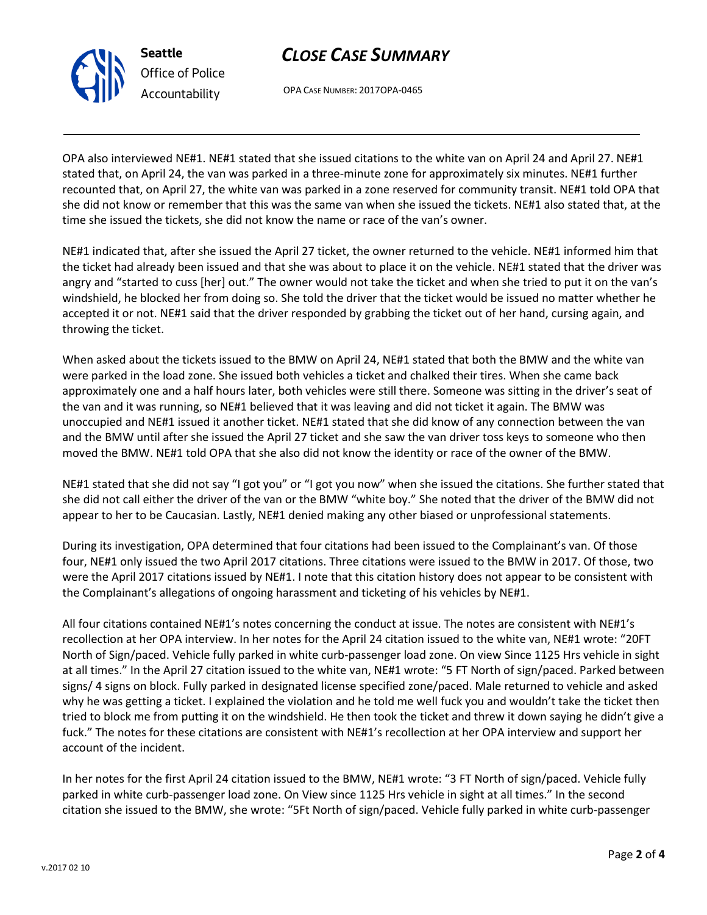OPA also interviewed NE#1. NE#1 stated that she issued citations to the white van on April 24 and April 27. NE#1 stated that, on April 24, the van was parked in a three-minute zone for approximately six minutes. NE#1 further recounted that, on April 27, the white van was parked in a zone reserved for community transit. NE#1 told OPA that she did not know or remember that this was the same van when she issued the tickets. NE#1 also stated that, at the time she issued the tickets, she did not know the name or race of the van's owner.

NE#1 indicated that, after she issued the April 27 ticket, the owner returned to the vehicle. NE#1 informed him that the ticket had already been issued and that she was about to place it on the vehicle. NE#1 stated that the driver was angry and "started to cuss [her] out." The owner would not take the ticket and when she tried to put it on the van's windshield, he blocked her from doing so. She told the driver that the ticket would be issued no matter whether he accepted it or not. NE#1 said that the driver responded by grabbing the ticket out of her hand, cursing again, and throwing the ticket.

When asked about the tickets issued to the BMW on April 24, NE#1 stated that both the BMW and the white van were parked in the load zone. She issued both vehicles a ticket and chalked their tires. When she came back approximately one and a half hours later, both vehicles were still there. Someone was sitting in the driver's seat of the van and it was running, so NE#1 believed that it was leaving and did not ticket it again. The BMW was unoccupied and NE#1 issued it another ticket. NE#1 stated that she did know of any connection between the van and the BMW until after she issued the April 27 ticket and she saw the van driver toss keys to someone who then moved the BMW. NE#1 told OPA that she also did not know the identity or race of the owner of the BMW.

NE#1 stated that she did not say "I got you" or "I got you now" when she issued the citations. She further stated that she did not call either the driver of the van or the BMW "white boy." She noted that the driver of the BMW did not appear to her to be Caucasian. Lastly, NE#1 denied making any other biased or unprofessional statements.

During its investigation, OPA determined that four citations had been issued to the Complainant's van. Of those four, NE#1 only issued the two April 2017 citations. Three citations were issued to the BMW in 2017. Of those, two were the April 2017 citations issued by NE#1. I note that this citation history does not appear to be consistent with the Complainant's allegations of ongoing harassment and ticketing of his vehicles by NE#1.

All four citations contained NE#1's notes concerning the conduct at issue. The notes are consistent with NE#1's recollection at her OPA interview. In her notes for the April 24 citation issued to the white van, NE#1 wrote: "20FT North of Sign/paced. Vehicle fully parked in white curb-passenger load zone. On view Since 1125 Hrs vehicle in sight at all times." In the April 27 citation issued to the white van, NE#1 wrote: "5 FT North of sign/paced. Parked between signs/ 4 signs on block. Fully parked in designated license specified zone/paced. Male returned to vehicle and asked why he was getting a ticket. I explained the violation and he told me well fuck you and wouldn't take the ticket then tried to block me from putting it on the windshield. He then took the ticket and threw it down saying he didn't give a fuck." The notes for these citations are consistent with NE#1's recollection at her OPA interview and support her account of the incident.

In her notes for the first April 24 citation issued to the BMW, NE#1 wrote: "3 FT North of sign/paced. Vehicle fully parked in white curb-passenger load zone. On View since 1125 Hrs vehicle in sight at all times." In the second citation she issued to the BMW, she wrote: "5Ft North of sign/paced. Vehicle fully parked in white curb-passenger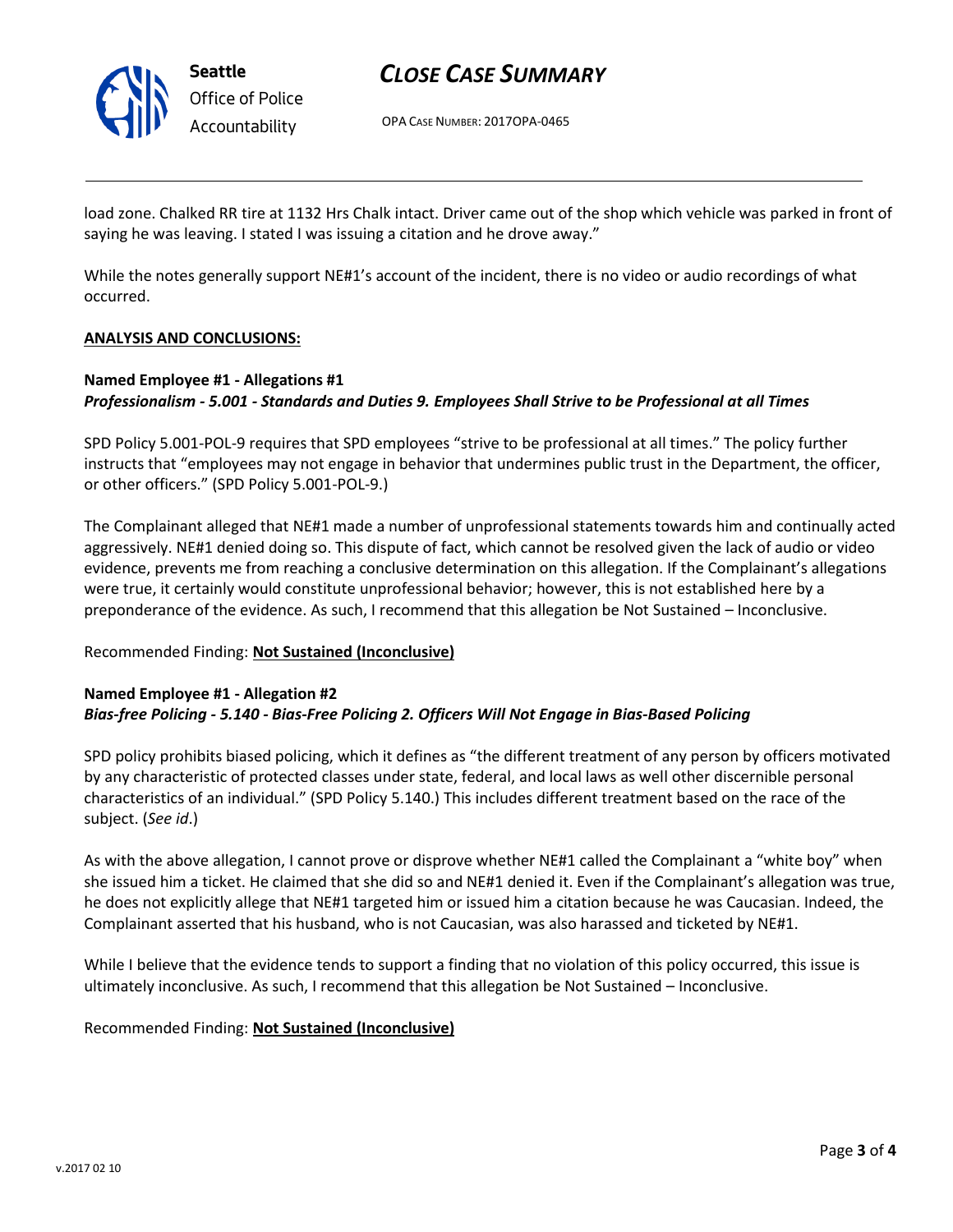load zone. Chalked RR tire at 1132 Hrs Chalk intact. Driver came out of the shop which vehicle was parked in front of saying he was leaving. I stated I was issuing a citation and he drove away."

While the notes generally support NE#1's account of the incident, there is no video or audio recordings of what occurred.

**ANALYSIS AND CONCLUSIONS:**

**Named Employee #1 - Allegations #1**
***Professionalism - 5.001 - Standards and Duties 9. Employees Shall Strive to be Professional at all Times***

SPD Policy 5.001-POL-9 requires that SPD employees "strive to be professional at all times." The policy further instructs that "employees may not engage in behavior that undermines public trust in the Department, the officer, or other officers." (SPD Policy 5.001-POL-9.)

The Complainant alleged that NE#1 made a number of unprofessional statements towards him and continually acted aggressively. NE#1 denied doing so. This dispute of fact, which cannot be resolved given the lack of audio or video evidence, prevents me from reaching a conclusive determination on this allegation. If the Complainant's allegations were true, it certainly would constitute unprofessional behavior; however, this is not established here by a preponderance of the evidence. As such, I recommend that this allegation be Not Sustained – Inconclusive.

Recommended Finding: **Not Sustained (Inconclusive)**

**Named Employee #1 - Allegation #2**
***Bias-free Policing - 5.140 - Bias-Free Policing 2. Officers Will Not Engage in Bias-Based Policing***

SPD policy prohibits biased policing, which it defines as "the different treatment of any person by officers motivated by any characteristic of protected classes under state, federal, and local laws as well other discernible personal characteristics of an individual." (SPD Policy 5.140.) This includes different treatment based on the race of the subject. (*See id*.)

As with the above allegation, I cannot prove or disprove whether NE#1 called the Complainant a "white boy" when she issued him a ticket. He claimed that she did so and NE#1 denied it. Even if the Complainant's allegation was true, he does not explicitly allege that NE#1 targeted him or issued him a citation because he was Caucasian. Indeed, the Complainant asserted that his husband, who is not Caucasian, was also harassed and ticketed by NE#1.

While I believe that the evidence tends to support a finding that no violation of this policy occurred, this issue is ultimately inconclusive. As such, I recommend that this allegation be Not Sustained – Inconclusive.

Recommended Finding: **Not Sustained (Inconclusive)**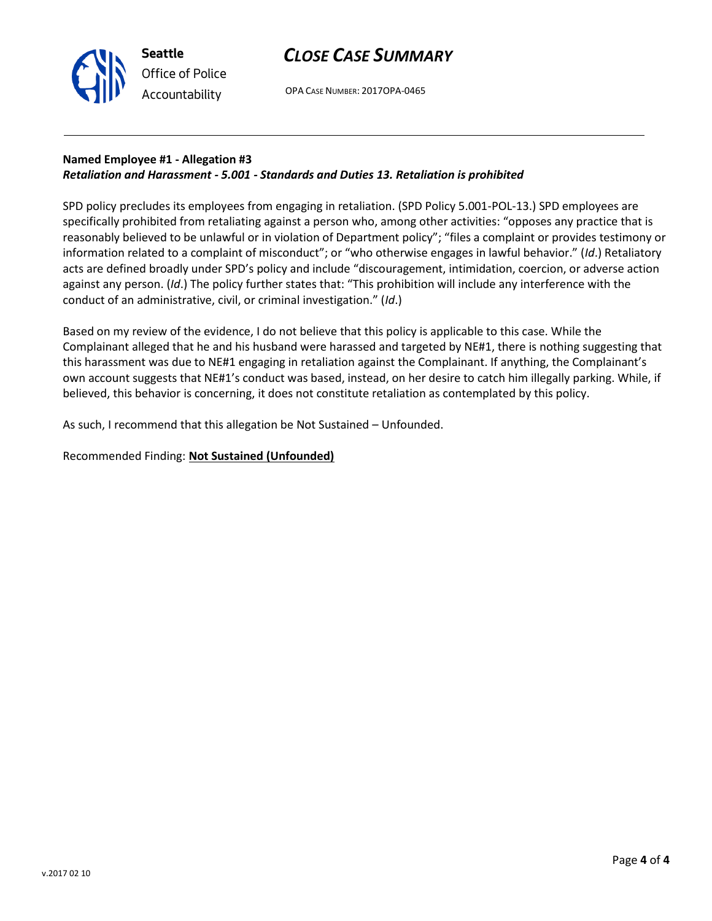**Named Employee #1 - Allegation #3**
***Retaliation and Harassment - 5.001 - Standards and Duties 13. Retaliation is prohibited***

SPD policy precludes its employees from engaging in retaliation. (SPD Policy 5.001-POL-13.) SPD employees are specifically prohibited from retaliating against a person who, among other activities: "opposes any practice that is reasonably believed to be unlawful or in violation of Department policy"; "files a complaint or provides testimony or information related to a complaint of misconduct"; or "who otherwise engages in lawful behavior." (*Id*.) Retaliatory acts are defined broadly under SPD's policy and include "discouragement, intimidation, coercion, or adverse action against any person. (*Id*.) The policy further states that: "This prohibition will include any interference with the conduct of an administrative, civil, or criminal investigation." (*Id*.)

Based on my review of the evidence, I do not believe that this policy is applicable to this case. While the Complainant alleged that he and his husband were harassed and targeted by NE#1, there is nothing suggesting that this harassment was due to NE#1 engaging in retaliation against the Complainant. If anything, the Complainant's own account suggests that NE#1's conduct was based, instead, on her desire to catch him illegally parking. While, if believed, this behavior is concerning, it does not constitute retaliation as contemplated by this policy.

As such, I recommend that this allegation be Not Sustained – Unfounded.

Recommended Finding: **Not Sustained (Unfounded)**